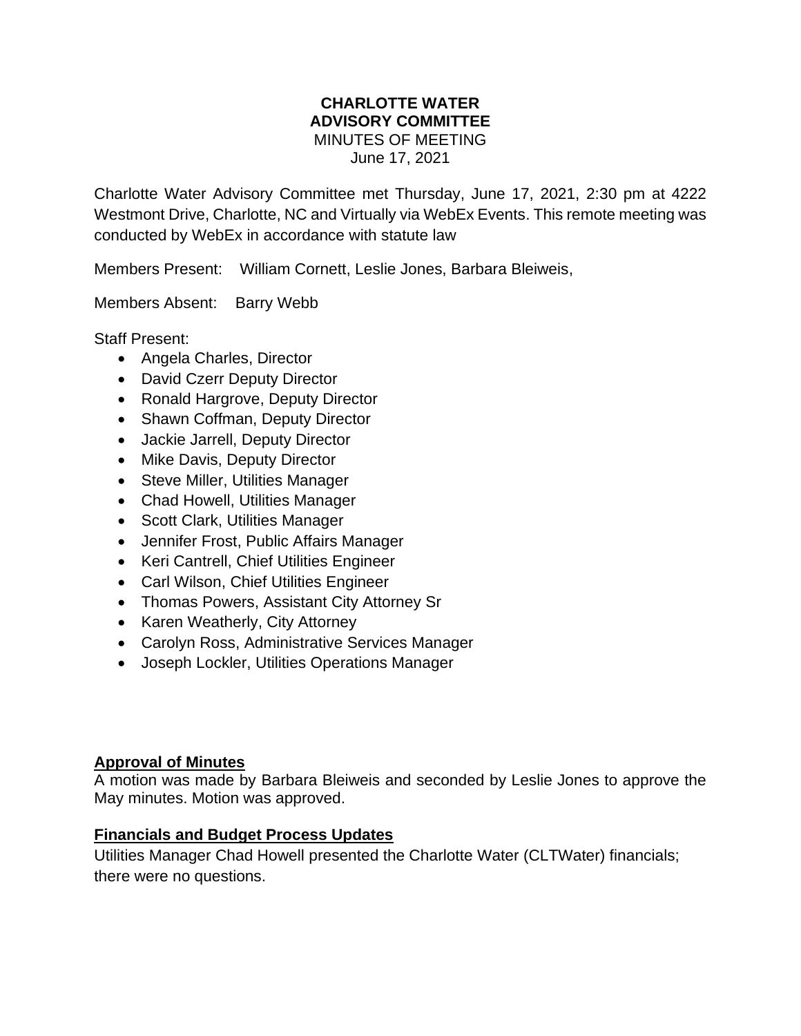**CHARLOTTE WATER**
**ADVISORY COMMITTEE**
MINUTES OF MEETING
June 17, 2021

Charlotte Water Advisory Committee met Thursday, June 17, 2021, 2:30 pm at 4222 Westmont Drive, Charlotte, NC and Virtually via WebEx Events. This remote meeting was conducted by WebEx in accordance with statute law

Members Present: William Cornett, Leslie Jones, Barbara Bleiweis,

Members Absent: Barry Webb

Staff Present:

- Angela Charles, Director
- David Czerr Deputy Director
- Ronald Hargrove, Deputy Director
- Shawn Coffman, Deputy Director
- Jackie Jarrell, Deputy Director
- Mike Davis, Deputy Director
- Steve Miller, Utilities Manager
- Chad Howell, Utilities Manager
- Scott Clark, Utilities Manager
- Jennifer Frost, Public Affairs Manager
- Keri Cantrell, Chief Utilities Engineer
- Carl Wilson, Chief Utilities Engineer
- Thomas Powers, Assistant City Attorney Sr
- Karen Weatherly, City Attorney
- Carolyn Ross, Administrative Services Manager
- Joseph Lockler, Utilities Operations Manager

**Approval of Minutes**

A motion was made by Barbara Bleiweis and seconded by Leslie Jones to approve the May minutes. Motion was approved.

**Financials and Budget Process Updates**

Utilities Manager Chad Howell presented the Charlotte Water (CLTWater) financials; there were no questions.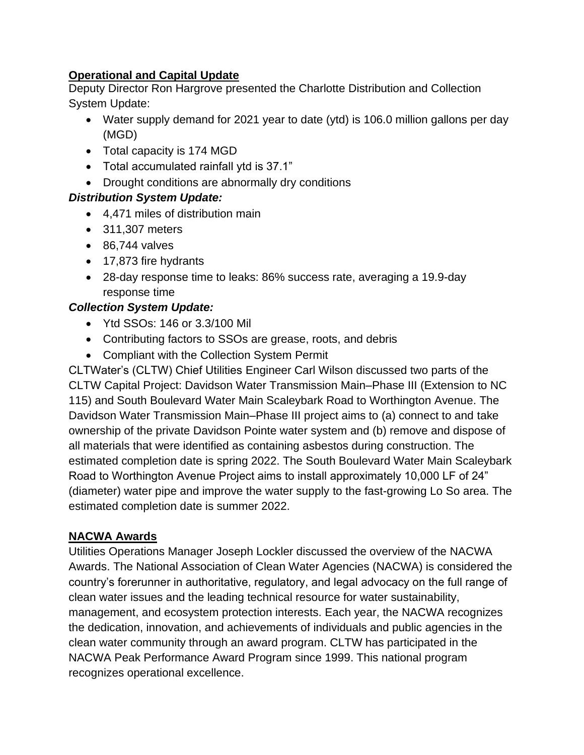## **Operational and Capital Update**

Deputy Director Ron Hargrove presented the Charlotte Distribution and Collection System Update:

- Water supply demand for 2021 year to date (ytd) is 106.0 million gallons per day (MGD)
- Total capacity is 174 MGD
- Total accumulated rainfall ytd is 37.1”
- Drought conditions are abnormally dry conditions

***Distribution System Update:***

- 4,471 miles of distribution main
- 311,307 meters
- 86,744 valves
- 17,873 fire hydrants
- 28-day response time to leaks: 86% success rate, averaging a 19.9-day response time

***Collection System Update:***

- Ytd SSOs: 146 or 3.3/100 Mil
- Contributing factors to SSOs are grease, roots, and debris
- Compliant with the Collection System Permit

CLTWater’s (CLTW) Chief Utilities Engineer Carl Wilson discussed two parts of the CLTW Capital Project: Davidson Water Transmission Main–Phase III (Extension to NC 115) and South Boulevard Water Main Scaleybark Road to Worthington Avenue. The Davidson Water Transmission Main–Phase III project aims to (a) connect to and take ownership of the private Davidson Pointe water system and (b) remove and dispose of all materials that were identified as containing asbestos during construction. The estimated completion date is spring 2022. The South Boulevard Water Main Scaleybark Road to Worthington Avenue Project aims to install approximately 10,000 LF of 24” (diameter) water pipe and improve the water supply to the fast-growing Lo So area. The estimated completion date is summer 2022.

## **NACWA Awards**

Utilities Operations Manager Joseph Lockler discussed the overview of the NACWA Awards. The National Association of Clean Water Agencies (NACWA) is considered the country’s forerunner in authoritative, regulatory, and legal advocacy on the full range of clean water issues and the leading technical resource for water sustainability, management, and ecosystem protection interests. Each year, the NACWA recognizes the dedication, innovation, and achievements of individuals and public agencies in the clean water community through an award program. CLTW has participated in the NACWA Peak Performance Award Program since 1999. This national program recognizes operational excellence.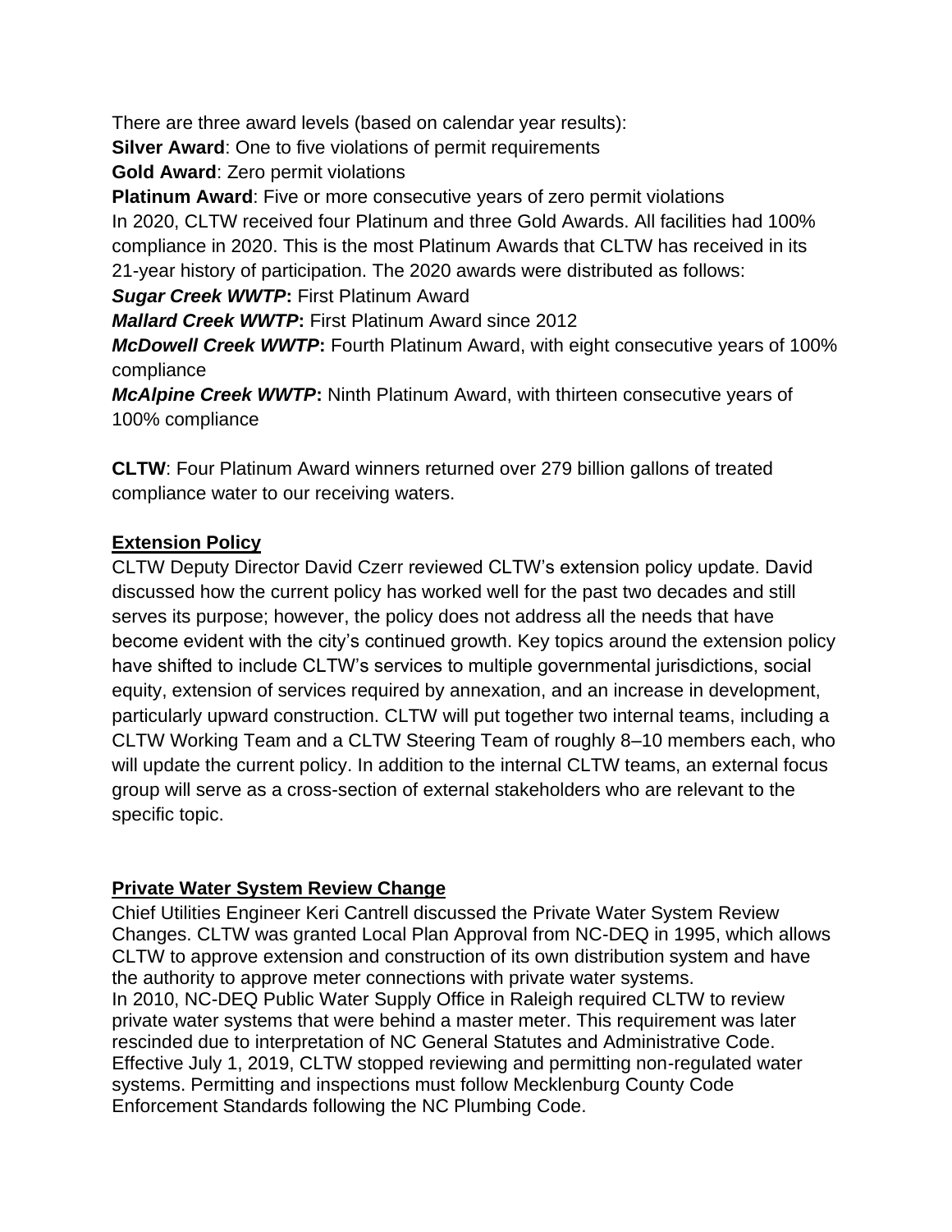There are three award levels (based on calendar year results):
**Silver Award**: One to five violations of permit requirements
**Gold Award**: Zero permit violations
**Platinum Award**: Five or more consecutive years of zero permit violations
In 2020, CLTW received four Platinum and three Gold Awards. All facilities had 100% compliance in 2020. This is the most Platinum Awards that CLTW has received in its 21-year history of participation. The 2020 awards were distributed as follows:
***Sugar Creek WWTP*****:** First Platinum Award
***Mallard Creek WWTP*****:** First Platinum Award since 2012
***McDowell Creek WWTP*****:** Fourth Platinum Award, with eight consecutive years of 100% compliance
***McAlpine Creek WWTP*****:** Ninth Platinum Award, with thirteen consecutive years of 100% compliance

**CLTW**: Four Platinum Award winners returned over 279 billion gallons of treated compliance water to our receiving waters.

## Extension Policy

CLTW Deputy Director David Czerr reviewed CLTW's extension policy update. David discussed how the current policy has worked well for the past two decades and still serves its purpose; however, the policy does not address all the needs that have become evident with the city's continued growth. Key topics around the extension policy have shifted to include CLTW's services to multiple governmental jurisdictions, social equity, extension of services required by annexation, and an increase in development, particularly upward construction. CLTW will put together two internal teams, including a CLTW Working Team and a CLTW Steering Team of roughly 8–10 members each, who will update the current policy. In addition to the internal CLTW teams, an external focus group will serve as a cross-section of external stakeholders who are relevant to the specific topic.

## Private Water System Review Change

Chief Utilities Engineer Keri Cantrell discussed the Private Water System Review Changes. CLTW was granted Local Plan Approval from NC-DEQ in 1995, which allows CLTW to approve extension and construction of its own distribution system and have the authority to approve meter connections with private water systems.
In 2010, NC-DEQ Public Water Supply Office in Raleigh required CLTW to review private water systems that were behind a master meter. This requirement was later rescinded due to interpretation of NC General Statutes and Administrative Code. Effective July 1, 2019, CLTW stopped reviewing and permitting non-regulated water systems. Permitting and inspections must follow Mecklenburg County Code Enforcement Standards following the NC Plumbing Code.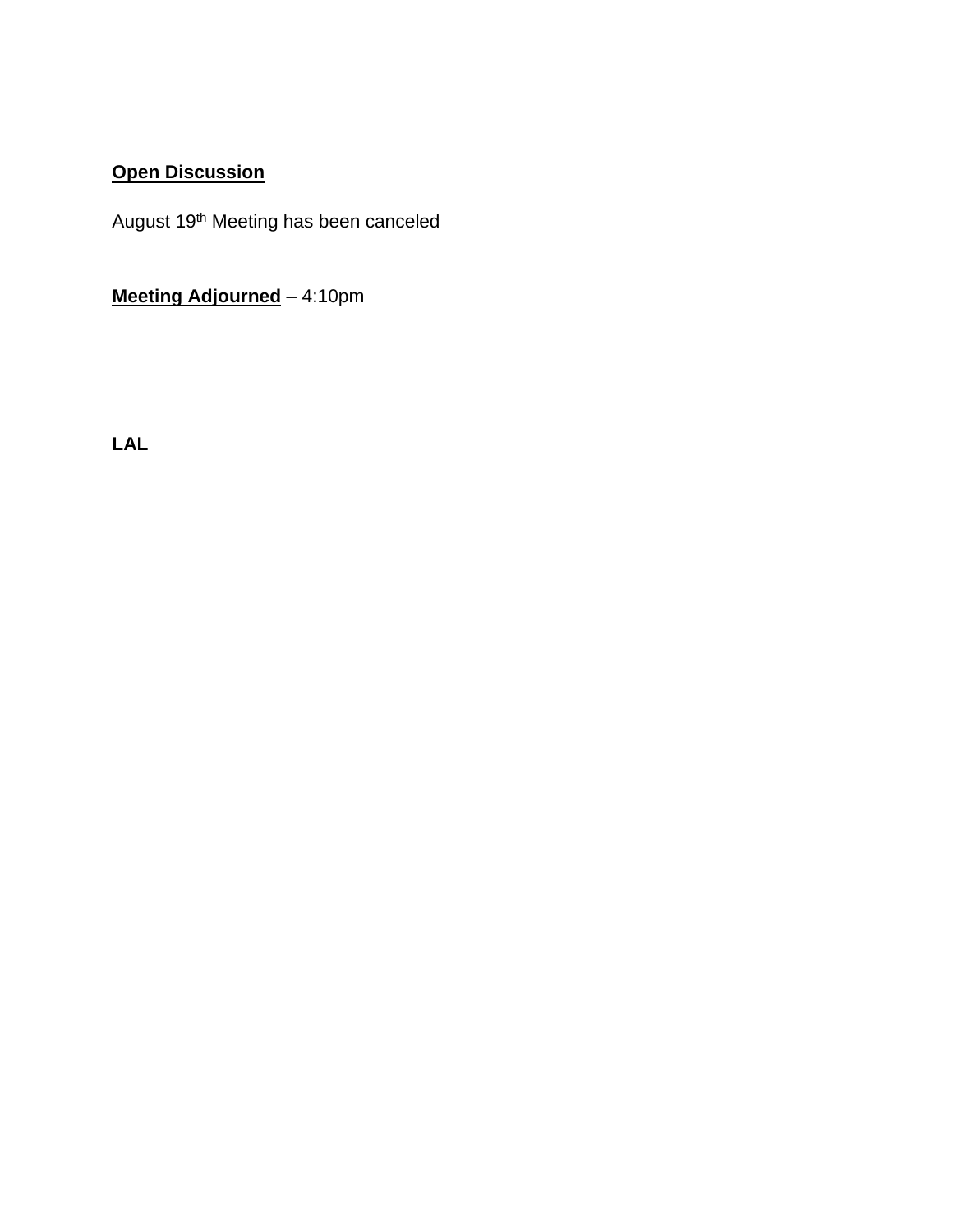**Open Discussion**

August 19th Meeting has been canceled

**Meeting Adjourned** – 4:10pm

**LAL**